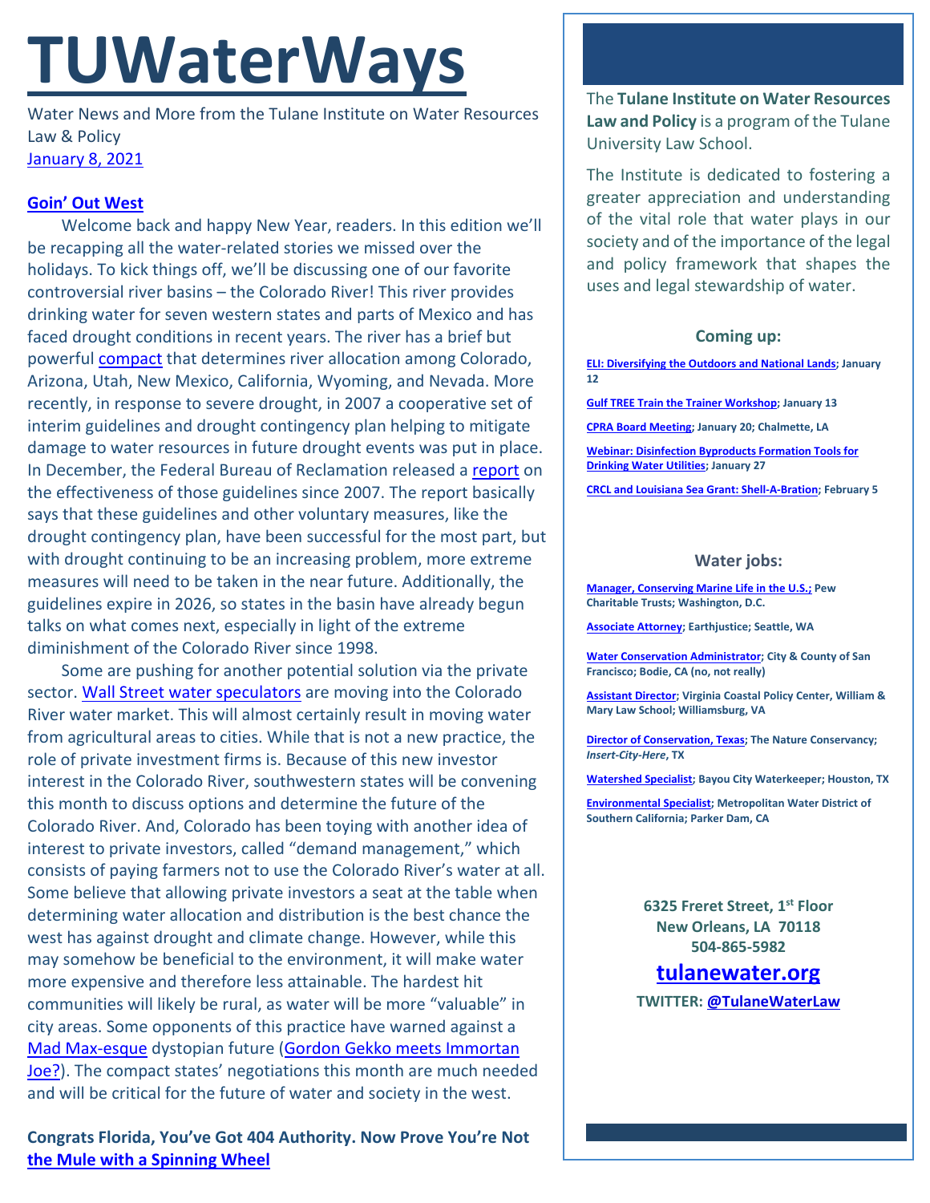# TUWaterWays

Water News and More from the Tulane Institute on Water Resources Law & Policy
January 8, 2021

### Goin' Out West

Welcome back and happy New Year, readers. In this edition we'll be recapping all the water-related stories we missed over the holidays. To kick things off, we'll be discussing one of our favorite controversial river basins – the Colorado River! This river provides drinking water for seven western states and parts of Mexico and has faced drought conditions in recent years. The river has a brief but powerful compact that determines river allocation among Colorado, Arizona, Utah, New Mexico, California, Wyoming, and Nevada. More recently, in response to severe drought, in 2007 a cooperative set of interim guidelines and drought contingency plan helping to mitigate damage to water resources in future drought events was put in place. In December, the Federal Bureau of Reclamation released a report on the effectiveness of those guidelines since 2007. The report basically says that these guidelines and other voluntary measures, like the drought contingency plan, have been successful for the most part, but with drought continuing to be an increasing problem, more extreme measures will need to be taken in the near future. Additionally, the guidelines expire in 2026, so states in the basin have already begun talks on what comes next, especially in light of the extreme diminishment of the Colorado River since 1998.

Some are pushing for another potential solution via the private sector. Wall Street water speculators are moving into the Colorado River water market. This will almost certainly result in moving water from agricultural areas to cities. While that is not a new practice, the role of private investment firms is. Because of this new investor interest in the Colorado River, southwestern states will be convening this month to discuss options and determine the future of the Colorado River. And, Colorado has been toying with another idea of interest to private investors, called "demand management," which consists of paying farmers not to use the Colorado River's water at all. Some believe that allowing private investors a seat at the table when determining water allocation and distribution is the best chance the west has against drought and climate change. However, while this may somehow be beneficial to the environment, it will make water more expensive and therefore less attainable. The hardest hit communities will likely be rural, as water will be more "valuable" in city areas. Some opponents of this practice have warned against a Mad Max-esque dystopian future (Gordon Gekko meets Immortan Joe?). The compact states' negotiations this month are much needed and will be critical for the future of water and society in the west.

### Congrats Florida, You've Got 404 Authority. Now Prove You're Not the Mule with a Spinning Wheel

---

The **Tulane Institute on Water Resources Law and Policy** is a program of the Tulane University Law School.

The Institute is dedicated to fostering a greater appreciation and understanding of the vital role that water plays in our society and of the importance of the legal and policy framework that shapes the uses and legal stewardship of water.

#### Coming up:

**ELI: Diversifying the Outdoors and National Lands; January 12**

**Gulf TREE Train the Trainer Workshop; January 13**

**CPRA Board Meeting; January 20; Chalmette, LA**

**Webinar: Disinfection Byproducts Formation Tools for Drinking Water Utilities; January 27**

**CRCL and Louisiana Sea Grant: Shell-A-Bration; February 5**

#### Water jobs:

**Manager, Conserving Marine Life in the U.S.; Pew Charitable Trusts; Washington, D.C.**

**Associate Attorney; Earthjustice; Seattle, WA**

**Water Conservation Administrator; City & County of San Francisco; Bodie, CA (no, not really)**

**Assistant Director; Virginia Coastal Policy Center, William & Mary Law School; Williamsburg, VA**

**Director of Conservation, Texas; The Nature Conservancy; *Insert-City-Here*, TX**

**Watershed Specialist; Bayou City Waterkeeper; Houston, TX**

**Environmental Specialist; Metropolitan Water District of Southern California; Parker Dam, CA**

**6325 Freret Street, 1st Floor**
**New Orleans, LA 70118**
**504-865-5982**

**tulanewater.org**

**TWITTER: @TulaneWaterLaw**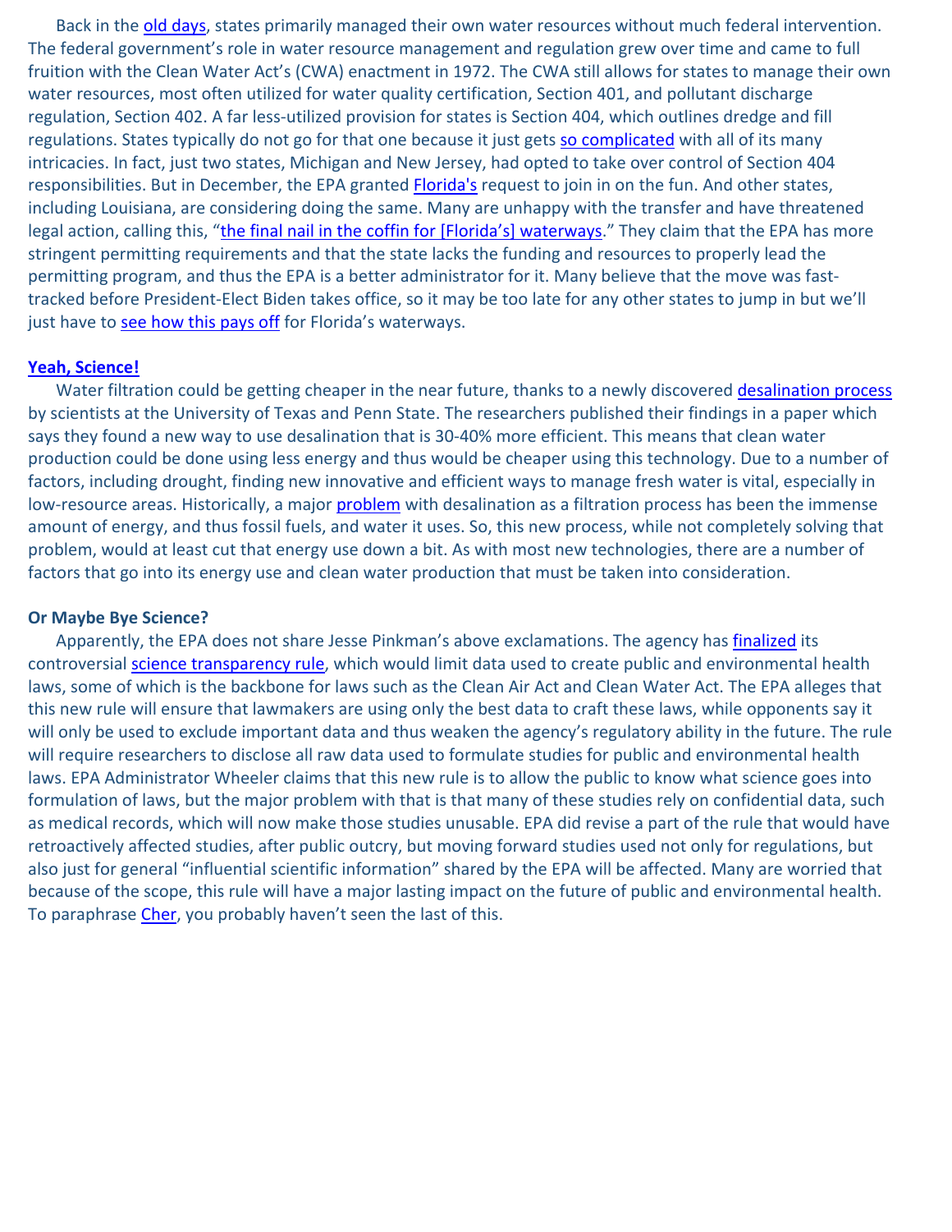Back in the old days, states primarily managed their own water resources without much federal intervention. The federal government's role in water resource management and regulation grew over time and came to full fruition with the Clean Water Act's (CWA) enactment in 1972. The CWA still allows for states to manage their own water resources, most often utilized for water quality certification, Section 401, and pollutant discharge regulation, Section 402. A far less-utilized provision for states is Section 404, which outlines dredge and fill regulations. States typically do not go for that one because it just gets so complicated with all of its many intricacies. In fact, just two states, Michigan and New Jersey, had opted to take over control of Section 404 responsibilities. But in December, the EPA granted Florida's request to join in on the fun. And other states, including Louisiana, are considering doing the same. Many are unhappy with the transfer and have threatened legal action, calling this, "the final nail in the coffin for [Florida's] waterways." They claim that the EPA has more stringent permitting requirements and that the state lacks the funding and resources to properly lead the permitting program, and thus the EPA is a better administrator for it. Many believe that the move was fast-tracked before President-Elect Biden takes office, so it may be too late for any other states to jump in but we'll just have to see how this pays off for Florida's waterways.

**Yeah, Science!**

Water filtration could be getting cheaper in the near future, thanks to a newly discovered desalination process by scientists at the University of Texas and Penn State. The researchers published their findings in a paper which says they found a new way to use desalination that is 30-40% more efficient. This means that clean water production could be done using less energy and thus would be cheaper using this technology. Due to a number of factors, including drought, finding new innovative and efficient ways to manage fresh water is vital, especially in low-resource areas. Historically, a major problem with desalination as a filtration process has been the immense amount of energy, and thus fossil fuels, and water it uses. So, this new process, while not completely solving that problem, would at least cut that energy use down a bit. As with most new technologies, there are a number of factors that go into its energy use and clean water production that must be taken into consideration.

**Or Maybe Bye Science?**

Apparently, the EPA does not share Jesse Pinkman's above exclamations. The agency has finalized its controversial science transparency rule, which would limit data used to create public and environmental health laws, some of which is the backbone for laws such as the Clean Air Act and Clean Water Act. The EPA alleges that this new rule will ensure that lawmakers are using only the best data to craft these laws, while opponents say it will only be used to exclude important data and thus weaken the agency's regulatory ability in the future. The rule will require researchers to disclose all raw data used to formulate studies for public and environmental health laws. EPA Administrator Wheeler claims that this new rule is to allow the public to know what science goes into formulation of laws, but the major problem with that is that many of these studies rely on confidential data, such as medical records, which will now make those studies unusable. EPA did revise a part of the rule that would have retroactively affected studies, after public outcry, but moving forward studies used not only for regulations, but also just for general "influential scientific information" shared by the EPA will be affected. Many are worried that because of the scope, this rule will have a major lasting impact on the future of public and environmental health. To paraphrase Cher, you probably haven't seen the last of this.